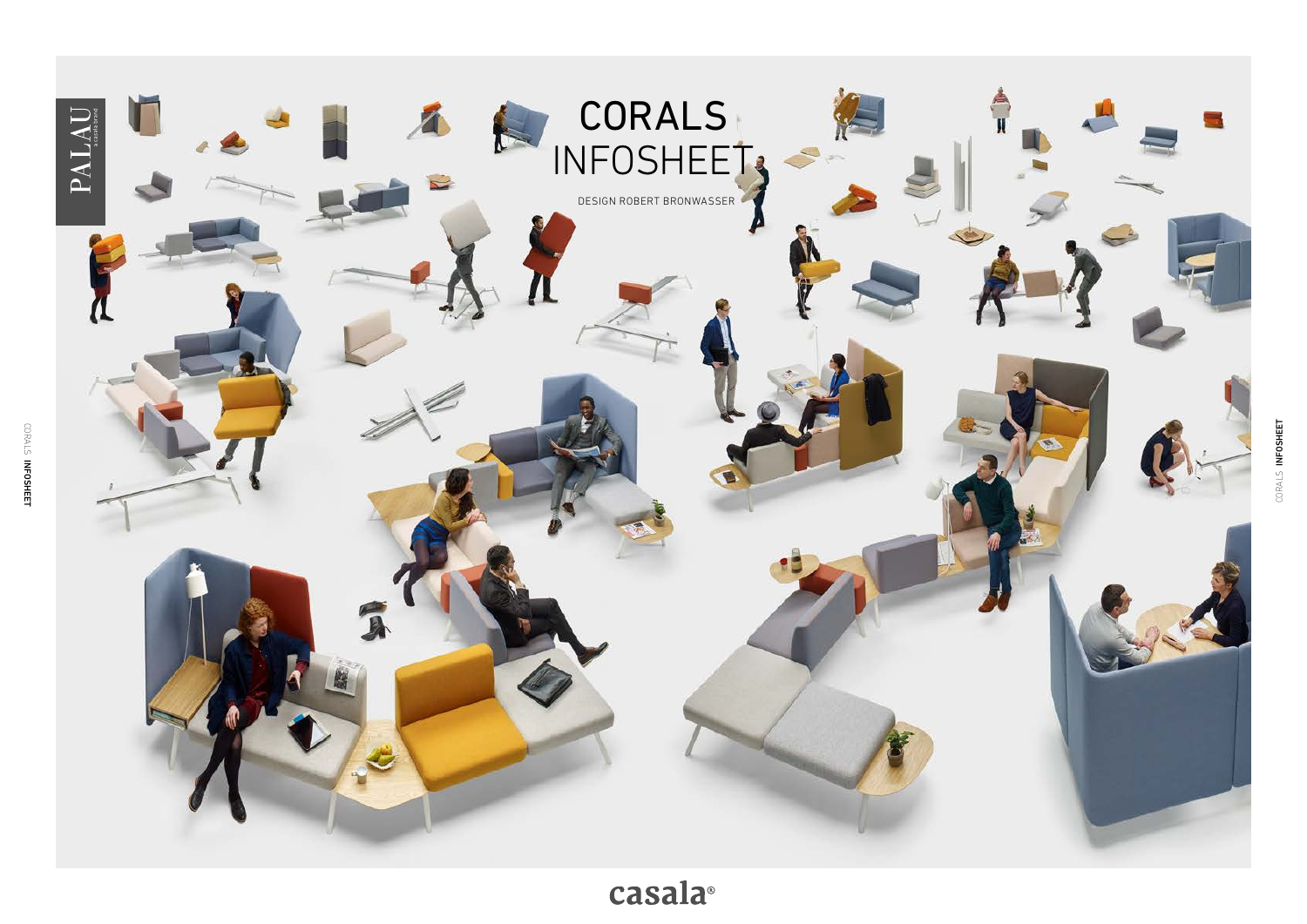# CORALS INFOSHEET

DESIGN ROBERT BRONWASSER

PALAU

casala®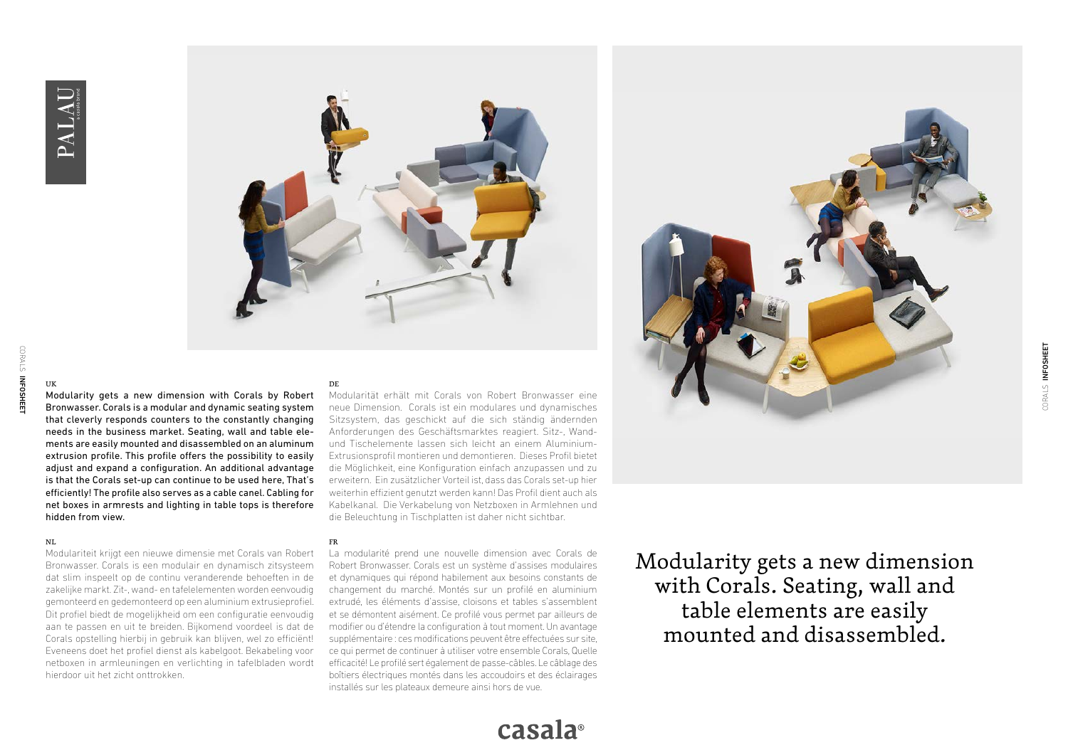## UK

Modularity gets a new dimension with Corals by Robert Bronwasser. Corals is a modular and dynamic seating system that cleverly responds counters to the constantly changing needs in the business market. Seating, wall and table elements are easily mounted and disassembled on an aluminum extrusion profile. This profile offers the possibility to easily adjust and expand a configuration. An additional advantage is that the Corals set-up can continue to be used here, That's efficiently! The profile also serves as a cable canel. Cabling for net boxes in armrests and lighting in table tops is therefore hidden from view.

## NL

Modulariteit krijgt een nieuwe dimensie met Corals van Robert Bronwasser. Corals is een modulair en dynamisch zitsysteem dat slim inspeelt op de continu veranderende behoeften in de zakelijke markt. Zit-, wand- en tafelelementen worden eenvoudig gemonteerd en gedemonteerd op een aluminium extrusieprofiel. Dit profiel biedt de mogelijkheid om een configuratie eenvoudig aan te passen en uit te breiden. Bijkomend voordeel is dat de Corals opstelling hierbij in gebruik kan blijven, wel zo efficiënt! Eveneens doet het profiel dienst als kabelgoot. Bekabeling voor netboxen in armleuningen en verlichting in tafelbladen wordt hierdoor uit het zicht onttrokken.

## DE

Modularität erhält mit Corals von Robert Bronwasser eine neue Dimension. Corals ist ein modulares und dynamisches Sitzsystem, das geschickt auf die sich ständig ändernden Anforderungen des Geschäftsmarktes reagiert. Sitz-, Wand- und Tischelemente lassen sich leicht an einem Aluminium-Extrusionsprofil montieren und demontieren. Dieses Profil bietet die Möglichkeit, eine Konfiguration einfach anzupassen und zu erweitern. Ein zusätzlicher Vorteil ist, dass das Corals set-up hier weiterhin effizient genutzt werden kann! Das Profil dient auch als Kabelkanal. Die Verkabelung von Netzboxen in Armlehnen und die Beleuchtung in Tischplatten ist daher nicht sichtbar.

## FR

La modularité prend une nouvelle dimension avec Corals de Robert Bronwasser. Corals est un système d'assises modulaires et dynamiques qui répond habilement aux besoins constants de changement du marché. Montés sur un profilé en aluminium extrudé, les éléments d'assise, cloisons et tables s'assemblent et se démontent aisément. Ce profilé vous permet par ailleurs de modifier ou d'étendre la configuration à tout moment. Un avantage supplémentaire : ces modifications peuvent être effectuées sur site, ce qui permet de continuer à utiliser votre ensemble Corals, Quelle efficacité! Le profilé sert également de passe-câbles. Le câblage des boîtiers électriques montés dans les accoudoirs et des éclairages installés sur les plateaux demeure ainsi hors de vue.

Modularity gets a new dimension with Corals. Seating, wall and table elements are easily mounted and disassembled.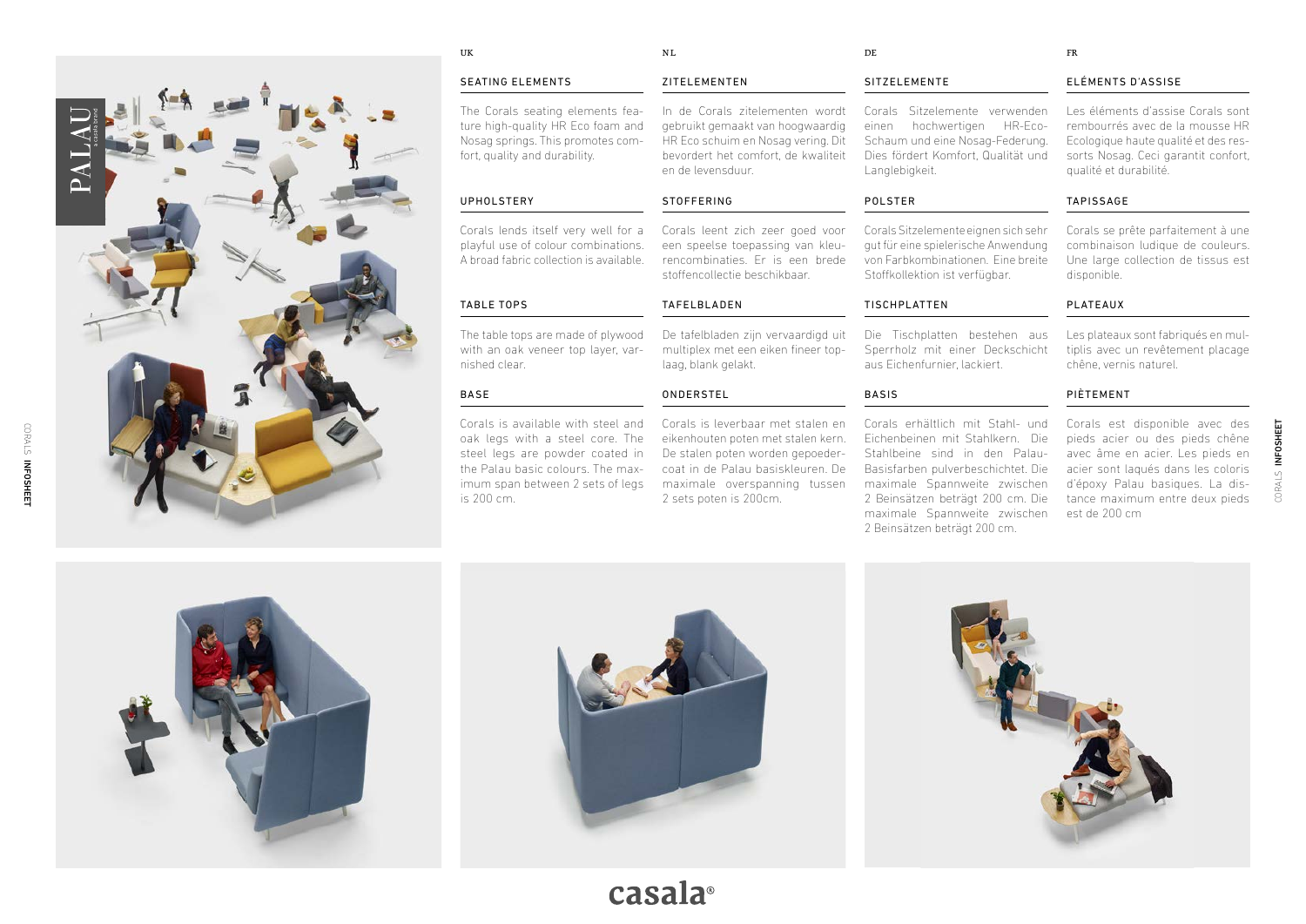## UK

### SEATING ELEMENTS

The Corals seating elements feature high-quality HR Eco foam and Nosag springs. This promotes comfort, quality and durability.

### UPHOLSTERY

Corals lends itself very well for a playful use of colour combinations. A broad fabric collection is available.

### TABLE TOPS

The table tops are made of plywood with an oak veneer top layer, varnished clear.

### BASE

Corals is available with steel and oak legs with a steel core. The steel legs are powder coated in the Palau basic colours. The maximum span between 2 sets of legs is 200 cm.

## NL

### ZITELEMENTEN

In de Corals zitelementen wordt gebruikt gemaakt van hoogwaardig HR Eco schuim en Nosag vering. Dit bevordert het comfort, de kwaliteit en de levensduur.

### STOFFERING

Corals leent zich zeer goed voor een speelse toepassing van kleurencombinaties. Er is een brede stoffencollectie beschikbaar.

### TAFELBLADEN

De tafelbladen zijn vervaardigd uit multiplex met een eiken fineer toplaag, blank gelakt.

### ONDERSTEL

Corals is leverbaar met stalen en eikenhouten poten met stalen kern. De stalen poten worden gepoedercoat in de Palau basiskleuren. De maximale overspanning tussen 2 sets poten is 200cm.

## DE

### SITZELEMENTE

Corals Sitzelemente verwenden einen hochwertigen HR-Eco-Schaum und eine Nosag-Federung. Dies fördert Komfort, Qualität und Langlebigkeit.

### POLSTER

Corals Sitzelemente eignen sich sehr gut für eine spielerische Anwendung von Farbkombinationen. Eine breite Stoffkollektion ist verfügbar.

### TISCHPLATTEN

Die Tischplatten bestehen aus Sperrholz mit einer Deckschicht aus Eichenfurnier, lackiert.

### BASIS

Corals erhältlich mit Stahl- und Eichenbeinen mit Stahlkern. Die Stahlbeine sind in den Palau-Basisfarben pulverbeschichtet. Die maximale Spannweite zwischen 2 Beinsätzen beträgt 200 cm. Die maximale Spannweite zwischen 2 Beinsätzen beträgt 200 cm.

## FR

### ELÉMENTS D'ASSISE

Les éléments d'assise Corals sont rembourrés avec de la mousse HR Ecologique haute qualité et des ressorts Nosag. Ceci garantit confort, qualité et durabilité.

### TAPISSAGE

Corals se prête parfaitement à une combinaison ludique de couleurs. Une large collection de tissus est disponible.

### PLATEAUX

Les plateaux sont fabriqués en multiplis avec un revêtement placage chêne, vernis naturel.

### PIÈTEMENT

Corals est disponible avec des pieds acier ou des pieds chêne avec âme en acier. Les pieds en acier sont laqués dans les coloris d'époxy Palau basiques. La distance maximum entre deux pieds est de 200 cm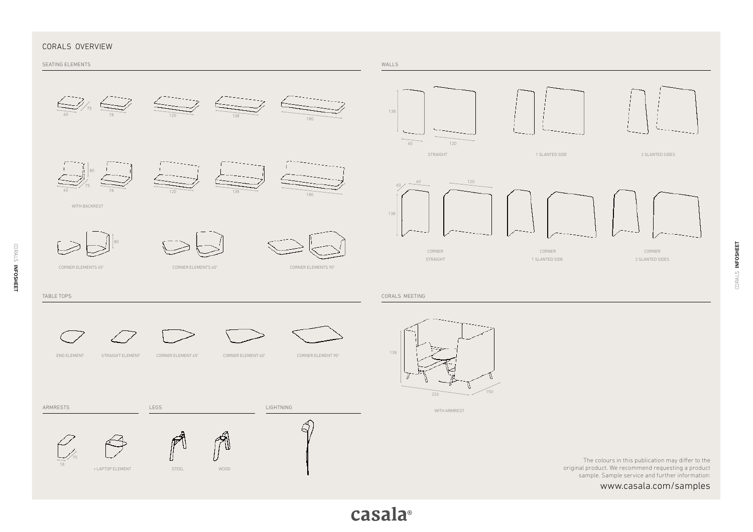# CORALS OVERVIEW

## SEATING ELEMENTS

60 75 78 120 138 180

80 60 75 78 120 138 180

WITH BACKREST

80

CORNER ELEMENTS 45° CORNER ELEMENTS 60° CORNER ELEMENTS 90°

## WALLS

138 60 120

STRAIGHT 1 SLANTED SIDE 2 SLANTED SIDES

60 60 120 138

CORNER STRAIGHT

CORNER 1 SLANTED SIDE

CORNER 2 SLANTED SIDES

## TABLE TOPS

END ELEMENT STRAIGHT ELEMENT CORNER ELEMENT 45° CORNER ELEMENT 60° CORNER ELEMENT 90°

## CORALS MEETING

138 226 150

WITH ARMREST

## ARMRESTS

18 75

+ LAPTOP ELEMENT

## LEGS

STEEL WOOD

## LIGHTNING

The colours in this publication may differ to the original product. We recommend requesting a product sample. Sample service and further information:

www.casala.com/samples

casala®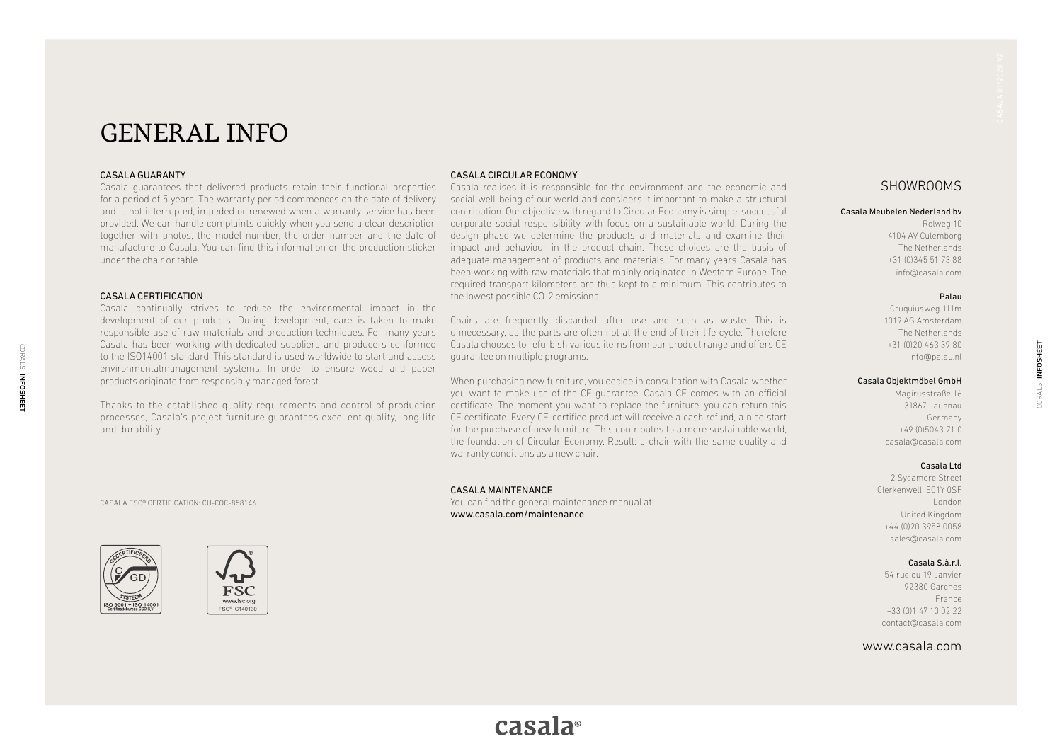# GENERAL INFO

## CASALA GUARANTY

Casala guarantees that delivered products retain their functional properties for a period of 5 years. The warranty period commences on the date of delivery and is not interrupted, impeded or renewed when a warranty service has been provided. We can handle complaints quickly when you send a clear description together with photos, the model number, the order number and the date of manufacture to Casala. You can find this information on the production sticker under the chair or table.

## CASALA CERTIFICATION

Casala continually strives to reduce the environmental impact in the development of our products. During development, care is taken to make responsible use of raw materials and production techniques. For many years Casala has been working with dedicated suppliers and producers conformed to the ISO14001 standard. This standard is used worldwide to start and assess environmentalmanagement systems. In order to ensure wood and paper products originate from responsibly managed forest.

Thanks to the established quality requirements and control of production processes, Casala's project furniture guarantees excellent quality, long life and durability.

CASALA FSC® CERTIFICATION: CU-COC-858146

CERTIFICEERD SYSTEEM ISO 9001 + ISO 14001 Certificatiebureau CGD B.V.

FSC www.fsc.org FSC® C140130

## CASALA CIRCULAR ECONOMY

Casala realises it is responsible for the environment and the economic and social well-being of our world and considers it important to make a structural contribution. Our objective with regard to Circular Economy is simple: successful corporate social responsibility with focus on a sustainable world. During the design phase we determine the products and materials and examine their impact and behaviour in the product chain. These choices are the basis of adequate management of products and materials. For many years Casala has been working with raw materials that mainly originated in Western Europe. The required transport kilometers are thus kept to a minimum. This contributes to the lowest possible CO-2 emissions.

Chairs are frequently discarded after use and seen as waste. This is unnecessary, as the parts are often not at the end of their life cycle. Therefore Casala chooses to refurbish various items from our product range and offers CE guarantee on multiple programs.

When purchasing new furniture, you decide in consultation with Casala whether you want to make use of the CE guarantee. Casala CE comes with an official certificate. The moment you want to replace the furniture, you can return this CE certificate. Every CE-certified product will receive a cash refund, a nice start for the purchase of new furniture. This contributes to a more sustainable world, the foundation of Circular Economy. Result: a chair with the same quality and warranty conditions as a new chair.

## CASALA MAINTENANCE

You can find the general maintenance manual at:
www.casala.com/maintenance

## SHOWROOMS

**Casala Meubelen Nederland bv**
Rolweg 10
4104 AV Culemborg
The Netherlands
+31 (0)345 51 73 88
info@casala.com

**Palau**
Cruquiusweg 111m
1019 AG Amsterdam
The Netherlands
+31 (0)20 463 39 80
info@palau.nl

**Casala Objektmöbel GmbH**
Magirusstraße 16
31867 Lauenau
Germany
+49 (0)5043 71 0
casala@casala.com

**Casala Ltd**
2 Sycamore Street
Clerkenwell, EC1Y 0SF
London
United Kingdom
+44 (0)20 3958 0058
sales@casala.com

**Casala S.à.r.l.**
54 rue du 19 Janvier
92380 Garches
France
+33 (0)1 47 10 02 22
contact@casala.com

www.casala.com

casala®